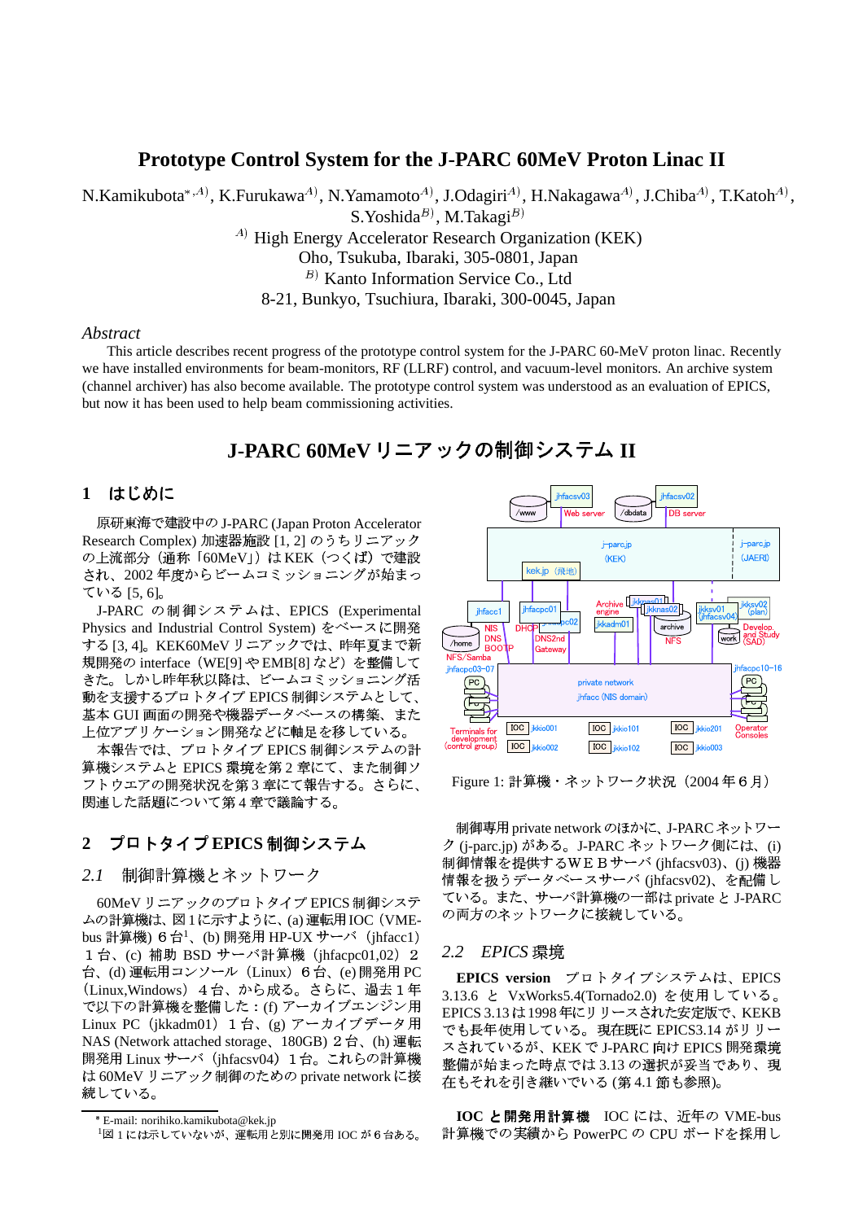# Prototype Control System for the J-PARC 60MeV Proton Linac II

N.Kamikubota[*,A)], K.Furukawa[A)], N.Yamamoto[A)], J.Odagiri[A)], H.Nakagawa[A)], J.Chiba[A)], T.Katoh[A)], S.Yoshida[B)], M.Takagi[B)]

[A)] High Energy Accelerator Research Organization (KEK)
Oho, Tsukuba, Ibaraki, 305-0801, Japan
[B)] Kanto Information Service Co., Ltd
8-21, Bunkyo, Tsuchiura, Ibaraki, 300-0045, Japan

*Abstract*

This article describes recent progress of the prototype control system for the J-PARC 60-MeV proton linac. Recently we have installed environments for beam-monitors, RF (LLRF) control, and vacuum-level monitors. An archive system (channel archiver) has also become available. The prototype control system was understood as an evaluation of EPICS, but now it has been used to help beam commissioning activities.

# J-PARC 60MeV リニアックの制御システム II

## 1 はじめに

原研東海で建設中の J-PARC (Japan Proton Accelerator Research Complex) 加速器施設 [1, 2] のうちリニアックの上流部分（通称「60MeV」）は KEK（つくば）で建設され、2002 年度からビームコミッショニングが始まっている [5, 6]。

J-PARC の制御システムは、EPICS (Experimental Physics and Industrial Control System) をベースに開発する [3, 4]。KEK60MeV リニアックでは、昨年夏まで新規開発の interface（WE[9] や EMB[8] など）を開発してきた。しかし昨年秋以降は、ビームコミッショニング活動を支援するプロトタイプ EPICS 制御システムとして、基本 GUI 画面の開発や機器データベースの構築、また上位アプリケーション開発などに軸足を移している。

本報告では、プロトタイプ EPICS 制御システムの計算機システムと EPICS 環境を第 2 章にて、また制御ソフトウエアの開発状況を第 3 章にて報告する。さらに、関連した話題について第 4 章で議論する。

## 2 プロトタイプ EPICS 制御システム

### 2.1 制御計算機とネットワーク

60MeV リニアックのプロトタイプ EPICS 制御システムの計算機は、図 1 に示すように、(a) 運転用 IOC（VME-bus 計算機）６台[1]、(b) 開発用 HP-UX サーバ（jhfacc1）１台、(c) 補助 BSD サーバ計算機（jhfacpc01,02）２台、(d) 運転用コンソール（Linux）６台、(e) 開発用 PC（Linux,Windows）４台、から成る。さらに、過去１年で以下の計算機を整備した：(f) アーカイブエンジン用 Linux PC（jkkadm01）１台、(g) アーカイブデータ用 NAS (Network attached storage、180GB) ２台、(h) 運転開発用 Linux サーバ（jhfacsv04）１台。これらの計算機は 60MeV リニアック制御のための private network に接続している。

Figure 1: 計算機・ネットワーク状況（2004 年６月）

制御専用 private network のほかに、J-PARC ネットワーク (j-parc.jp) がある。J-PARC ネットワーク側には、(i) 制御情報を提供するＷＥＢサーバ (jhfacsv03)、(j) 機器情報を扱うデータベースサーバ (jhfacsv02)、を配備している。また、サーバ計算機の一部は private と J-PARC の両方のネットワークに接続している。

### 2.2 EPICS 環境

**EPICS version** プロトタイプシステムは、EPICS 3.13.6 と VxWorks5.4(Tornado2.0) を使用している。EPICS 3.13 は 1998 年にリリースされた安定版で、KEKB でも長年使用している。現在既に EPICS3.14 がリリースされているが、KEK で J-PARC 向け EPICS 開発環境整備が始まった時点では 3.13 の選択が妥当であり、現在もそれを引き継いでいる (第 4.1 節も参照)。

**IOC と開発用計算機** IOC には、近年の VME-bus 計算機での実績から PowerPC の CPU ボードを採用し

---

* E-mail: norihiko.kamikubota@kek.jp

[1] 図 1 には示していないが、運転用と別に開発用 IOC が 6 台ある。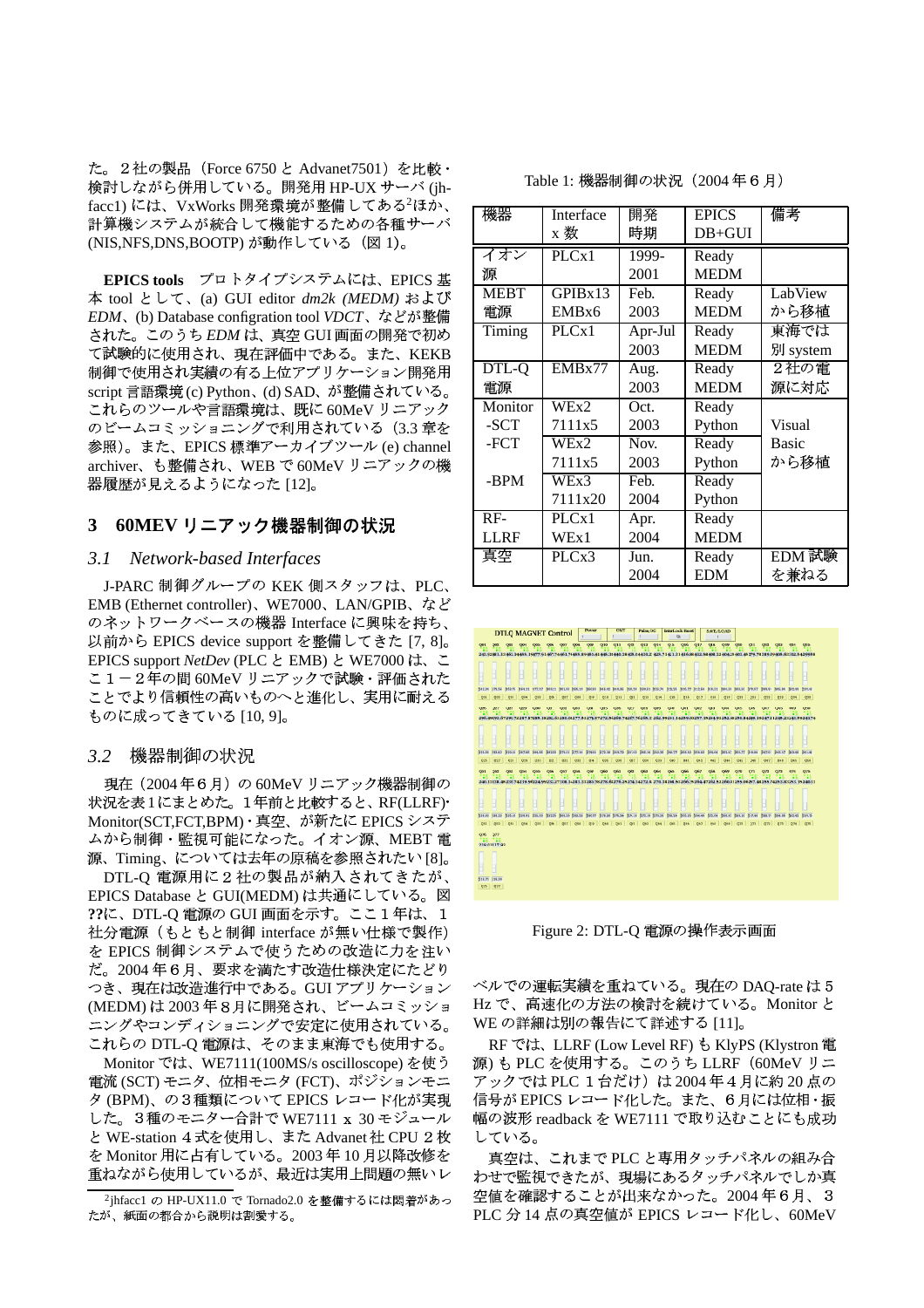た。２社の製品（Force 6750 と Advanet7501）を比較・検討しながら併用している。開発用 HP-UX サーバ (jhfacc1) には、VxWorks 開発環境が整備してある[2]ほか、計算機システムが統合して機能するための各種サーバ (NIS,NFS,DNS,BOOTP) が動作している（図 1）。

**EPICS tools**　プロトタイプシステムには、EPICS 基本 tool として、(a) GUI editor *dm2k (MEDM)* および *EDM*、(b) Database configration tool *VDCT*、などが整備された。このうち *EDM* は、真空 GUI 画面の開発で初めて試験的に使用され、現在評価中である。また、KEKB 制御で使用され実績の有る上位アプリケーション開発用 script 言語環境 (c) Python、(d) SAD、が整備されている。これらのツールや言語環境は、既に 60MeV リニアックのビームコミッショニングで利用されている（3.3 章を参照）。また、EPICS 標準アーカイブツール (e) channel archiver、も整備され、WEB で 60MeV リニアックの機器履歴が見えるようになった [12]。

## 3　60MEV リニアック機器制御の状況

### *3.1　Network-based Interfaces*

J-PARC 制御グループの KEK 側スタッフは、PLC、EMB (Ethernet controller)、WE7000、LAN/GPIB、などのネットワークベースの機器 Interface に興味を持ち、以前から EPICS device support を整備してきた [7, 8]。EPICS support *NetDev* (PLC と EMB) と WE7000 は、ここ１－２年の間 60MeV リニアックで試験・評価されたことでより信頼性の高いものへと進化し、実用に耐えるものに成ってきている [10, 9]。

### *3.2　機器制御の状況*

現在（2004 年６月）の 60MeV リニアック機器制御の状況を表 1 にまとめた。1 年前と比較すると、RF(LLRF)・Monitor(SCT,FCT,BPM)・真空、が新たに EPICS システムから制御・監視可能になった。イオン源、MEBT 電源、Timing、については去年の原稿を参照されたい [8]。

DTL-Q 電源用に２社の製品が納入されてきたが、EPICS Database と GUI(MEDM) は共通にしている。図 **??**に、DTL-Q 電源の GUI 画面を示す。ここ１年は、１社分電源（もともと制御 interface が無い仕様で製作）を EPICS 制御システムで使うための改造に力を注いだ。2004 年６月、要求を満たす改造仕様決定にたどりつき、現在は改造進行中である。GUI アプリケーション (MEDM) は 2003 年８月に開発され、ビームコミッショニングやコンディショニングで安定に使用されている。これらの DTL-Q 電源は、そのまま東海でも使用する。

Monitor では、WE7111(100MS/s oscilloscope) を使う電流 (SCT) モニタ、位相モニタ (FCT)、ポジションモニタ (BPM)、の３種類について EPICS レコード化が実現した。３種のモニター合計で WE7111 x 30 モジュールと WE-station ４式を使用し、また Advanet 社 CPU ２枚を Monitor 用に占有している。2003 年 10 月以降改修を重ねながら使用しているが、最近は実用上問題の無いレベルでの運転実績を重ねている。現在の DAQ-rate は５ Hz で、高速化の方法の検討を続けている。Monitor と WE の詳細は別の報告にて詳述する [11]。

RF では、LLRF (Low Level RF) も KlyPS (Klystron 電源) も PLC を使用する。このうち LLRF（60MeV リニアックでは PLC １台だけ）は 2004 年４月に約 20 点の信号が EPICS レコード化した。また、６月には位相・振幅の波形 readback を WE7111 で取り込むことにも成功している。

真空は、これまで PLC と専用タッチパネルの組み合わせで監視できたが、現場にあるタッチパネルでしか真空値を確認することが出来なかった。2004 年６月、３ PLC 分 14 点の真空値が EPICS レコード化し、60MeV

Table 1: 機器制御の状況（2004 年６月）

| 機器 | Interface x 数 | 開発時期 | EPICS DB+GUI | 備考 |
|---|---|---|---|---|
| イオン源 | PLCx1 | 1999-2001 | Ready MEDM | |
| MEBT 電源 | GPIBx13 EMBx6 | Feb. 2003 | Ready MEDM | LabView から移植 |
| Timing | PLCx1 | Apr-Jul 2003 | Ready MEDM | 東海では別 system |
| DTL-Q 電源 | EMBx77 | Aug. 2003 | Ready MEDM | ２社の電源に対応 |
| Monitor -SCT | WEx2 7111x5 | Oct. 2003 | Ready Python | Visual Basic から移植 |
| -FCT | WEx2 7111x5 | Nov. 2003 | Ready Python | |
| -BPM | WEx3 7111x20 | Feb. 2004 | Ready Python | |
| RF-LLRF | PLCx1 WEx1 | Apr. 2004 | Ready MEDM | |
| 真空 | PLCx3 | Jun. 2004 | Ready EDM | EDM 試験を兼ねる |

Figure 2: DTL-Q 電源の操作表示画面

[2] jhfacc1 の HP-UX11.0 で Tornado2.0 を整備するには悶着があったが、紙面の都合から説明は割愛する。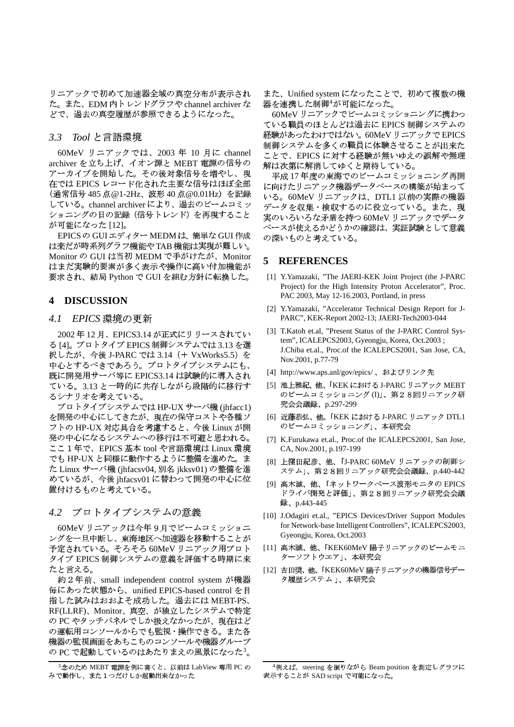リニアックで初めて加速器全域の真空分布が表示された。また、EDM 内トレンドグラフや channel archiver などで、過去の真空履歴が参照できるようになった。

### 3.3 *Tool* と言語環境

60MeV リニアックでは、2003 年 10 月に channel archiver を立ち上げ、イオン源と MEBT 電源の信号のアーカイブを開始した。その後対象信号を増やし、現在では EPICS レコード化された主要な信号はほぼ全部（通常信号 485 点@1-2Hz、波形 40 点@0.01Hz）を記録している。channel archiver により、過去のビームコミッショニングの日の記録（信号トレンド）を再現することが可能になった [12]。

EPICS の GUI エディター MEDM は、簡単な GUI 作成は楽だが時系列グラフ機能や TAB 機能は実現が難しい。Monitor の GUI は当初 MEDM で手がけたが、Monitor はまだ実験的要素が多く表示や操作に高い付加機能が要求され、結局 Python で GUI を組む方針に転換した。

## 4 DISCUSSION

### 4.1 *EPICS* 環境の更新

2002 年 12 月、EPICS3.14 が正式にリリースされている [4]。プロトタイプ EPICS 制御システムでは 3.13 を選択したが、今後 J-PARC では 3.14（＋ VxWorks5.5）を中心とするべきであろう。プロトタイプシステムにも、既に開発用サーバ等に EPICS3.14 は試験的に導入されている。3.13 と一時的に共存しながら段階的に移行するシナリオを考えている。

プロトタイプシステムでは HP-UX サーバ機 (jhfacc1) を開発の中心にしてきたが、現在の保守コストや各種ソフトの HP-UX 対応具合を考慮すると、今後 Linux が開発の中心になるシステムへの移行は不可避と思われる。ここ１年で、EPICS 基本 tool や言語環境は Linux 環境でも HP-UX と同様に動作するように整備を進めた。また Linux サーバ機 (jhfacsv04, 別名 jkksv01) の整備を進めているが、今後 jhfacsv01 に替わって開発の中心に位置付けるものと考えている。

### 4.2 プロトタイプシステムの意義

60MeV リニアックは今年 9 月でビームコミッショニングを一旦中断し、東海地区へ加速器を移動することが予定されている。そろそろ 60MeV リニアック用プロトタイプ EPICS 制御システムの意義を評価する時期に来たと言える。

約２年前、small independent control system が機器毎にあった状態から、unified EPICS-based control を目指した試みはおおよそ成功した。過去には MEBT-PS、RF(LLRF)、Monitor、真空、が独立したシステムで特定の PC やタッチパネルでしか扱えなかったが、現在はどの運転用コンソールからでも監視・操作できる。また各機器の監視画面をあちこちのコンソールや機器グループの PC で起動しているのはあたりまえの風景になった[3]。また、Unified system になったことで、初めて複数の機器を連携した制御[4]が可能になった。

60MeV リニアックでビームコミッショニングに携わっている職員のほとんどは過去に EPICS 制御システムの経験があったわけではない。60MeV リニアックで EPICS 制御システムを多くの職員に体験させることが出来たことで、EPICS に対する経験が無いゆえの誤解や無理解は次第に解消してゆくと期待している。

平成 17 年度の東海でのビームコミッショニング再開に向けたリニアック機器データベースの構築が始まっている。60MeV リニアックは、DTL1 以前の実際の機器データを収集・検収するのに役立っている。また、現実のいろいろな矛盾を持つ 60MeV リニアックでデータベースが使えるかどうかの確認は、実証試験として意義の深いものと考えている。

[3] 念のため MEBT 電源を例に書くと、以前は LabView 専用 PC のみで動作し、また１つだけしか起動出来なかった

[4] 例えば、steering を振りながら Beam position を測定しグラフに表示することが SAD script で可能になった。

## 5 REFERENCES

[1] Y.Yamazaki, "The JAERI-KEK Joint Project (the J-PARC Project) for the High Intensity Proton Accelerator", Proc. PAC 2003, May 12-16.2003, Portland, in press

[2] Y.Yamazaki, "Accelerator Technical Design Report for J-PARC", KEK-Report 2002-13; JAERI-Tech2003-044

[3] T.Katoh et.al, "Present Status of the J-PARC Control System", ICALEPCS2003, Gyeongju, Korea, Oct.2003 ; J.Chiba et.al., Proc.of the ICALEPCS2001, San Jose, CA, Nov.2001, p.77-79

[4] http://www.aps.anl/gov/epics/ 、およびリンク先

[5] 池上雅紀、他、「KEK における J-PARC リニアック MEBT のビームコミッショニング (I)」、第２８回リニアック研究会会議録、p.297-299

[6] 近藤恭弘、他、「KEK における J-PARC リニアック DTL1 のビームコミッショニング」、本研究会

[7] K.Furukawa et.al., Proc.of the ICALEPCS2001, San Jose, CA, Nov.2001, p.197-199

[8] 上窪田紀彦、他、「J-PARC 60MeV リニアックの制御システム」、第２８回リニアック研究会会議録、p.440-442

[9] 高木誠、他、「ネットワークベース波形モニタの EPICS ドライバ開発と評価」、第２８回リニアック研究会会議録、p.443-445

[10] J.Odagiri et.al., "EPICS Devices/Driver Support Modules for Network-base Intelligent Controllers", ICALEPCS2003, Gyeongju, Korea, Oct.2003

[11] 高木誠、他、「KEK60MeV 陽子リニアックのビームモニターソフトウエア」、本研究会

[12] 吉田奨、他、「KEK60MeV 陽子リニアックの機器信号データ履歴システム」、本研究会